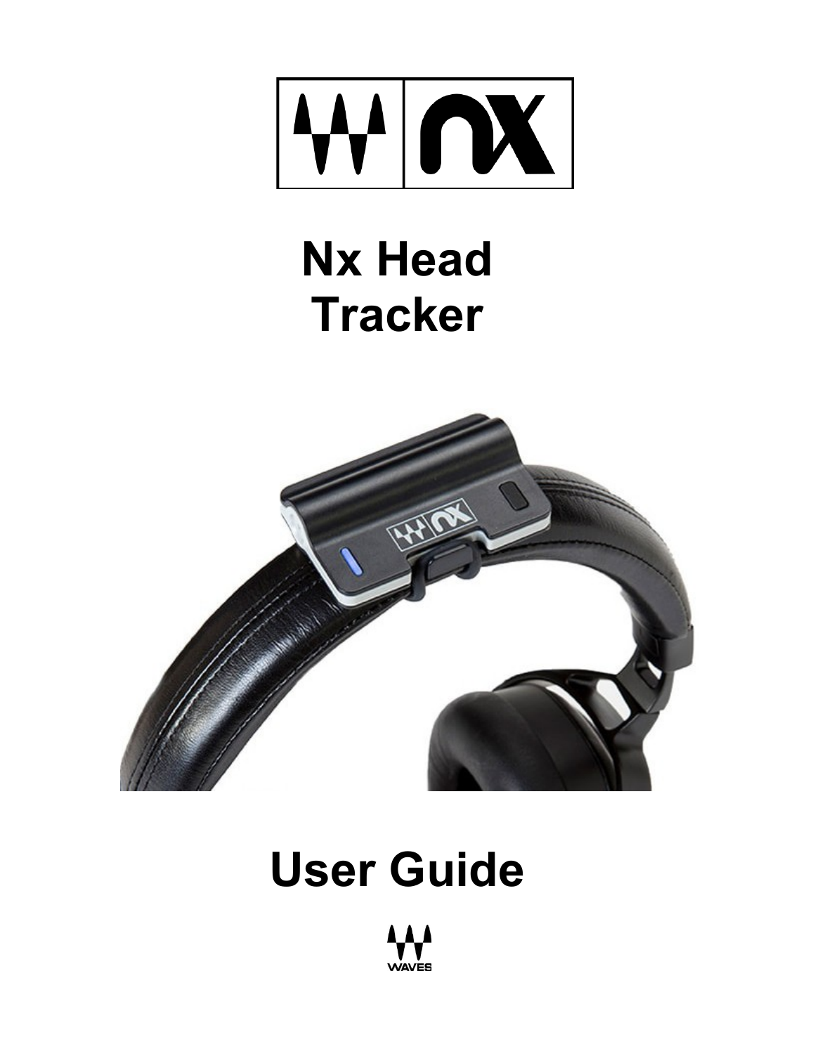# Nx Head Tracker

# User Guide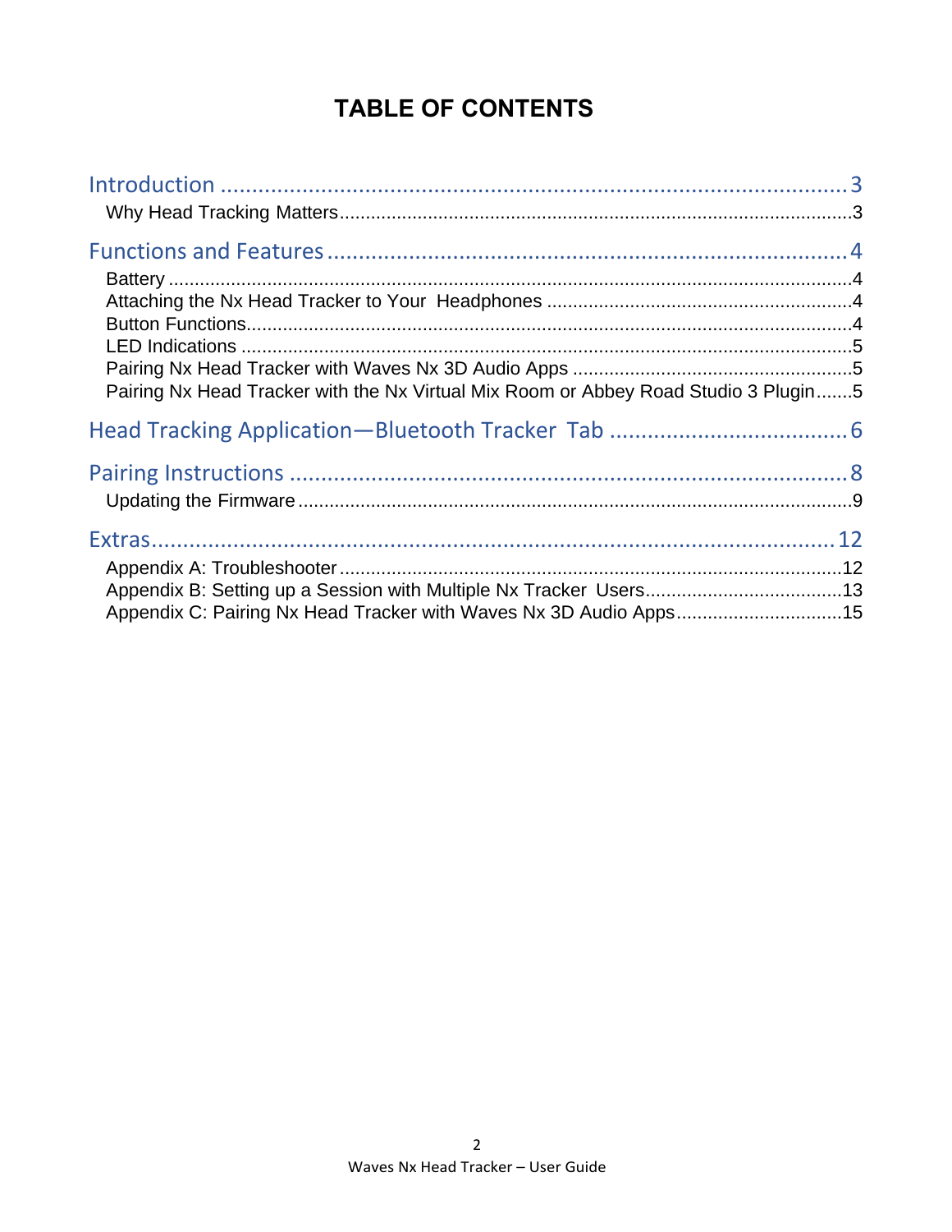# TABLE OF CONTENTS

Introduction .................................................................................................... 3

- Why Head Tracking Matters ........................................................................................... 3

Functions and Features .................................................................................. 4

- Battery .............................................................................................................................. 4
- Attaching the Nx Head Tracker to Your Headphones ......................................................... 4
- Button Functions ............................................................................................................... 4
- LED Indications ................................................................................................................. 5
- Pairing Nx Head Tracker with Waves Nx 3D Audio Apps .................................................... 5
- Pairing Nx Head Tracker with the Nx Virtual Mix Room or Abbey Road Studio 3 Plugin ....... 5

Head Tracking Application—Bluetooth Tracker Tab ...................................... 6

Pairing Instructions ........................................................................................ 8

- Updating the Firmware ..................................................................................................... 9

Extras .............................................................................................................. 12

- Appendix A: Troubleshooter ............................................................................................. 12
- Appendix B: Setting up a Session with Multiple Nx Tracker Users ..................................... 13
- Appendix C: Pairing Nx Head Tracker with Waves Nx 3D Audio Apps ................................ 15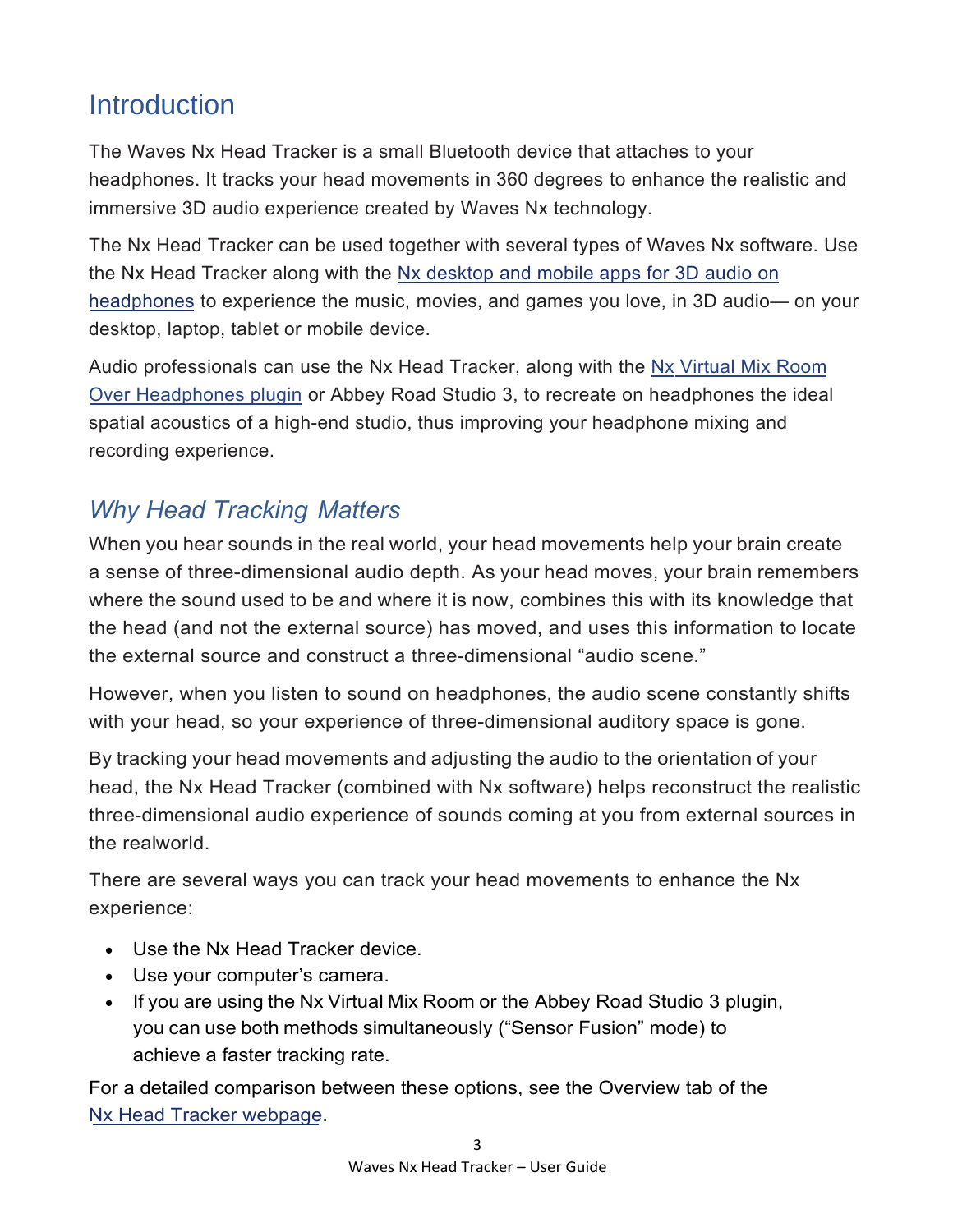# Introduction

The Waves Nx Head Tracker is a small Bluetooth device that attaches to your headphones. It tracks your head movements in 360 degrees to enhance the realistic and immersive 3D audio experience created by Waves Nx technology.

The Nx Head Tracker can be used together with several types of Waves Nx software. Use the Nx Head Tracker along with the Nx desktop and mobile apps for 3D audio on headphones to experience the music, movies, and games you love, in 3D audio— on your desktop, laptop, tablet or mobile device.

Audio professionals can use the Nx Head Tracker, along with the Nx Virtual Mix Room Over Headphones plugin or Abbey Road Studio 3, to recreate on headphones the ideal spatial acoustics of a high-end studio, thus improving your headphone mixing and recording experience.

## *Why Head Tracking Matters*

When you hear sounds in the real world, your head movements help your brain create a sense of three-dimensional audio depth. As your head moves, your brain remembers where the sound used to be and where it is now, combines this with its knowledge that the head (and not the external source) has moved, and uses this information to locate the external source and construct a three-dimensional “audio scene.”

However, when you listen to sound on headphones, the audio scene constantly shifts with your head, so your experience of three-dimensional auditory space is gone.

By tracking your head movements and adjusting the audio to the orientation of your head, the Nx Head Tracker (combined with Nx software) helps reconstruct the realistic three-dimensional audio experience of sounds coming at you from external sources in the realworld.

There are several ways you can track your head movements to enhance the Nx experience:

- Use the Nx Head Tracker device.
- Use your computer’s camera.
- If you are using the Nx Virtual Mix Room or the Abbey Road Studio 3 plugin, you can use both methods simultaneously (“Sensor Fusion” mode) to achieve a faster tracking rate.

For a detailed comparison between these options, see the Overview tab of the Nx Head Tracker webpage.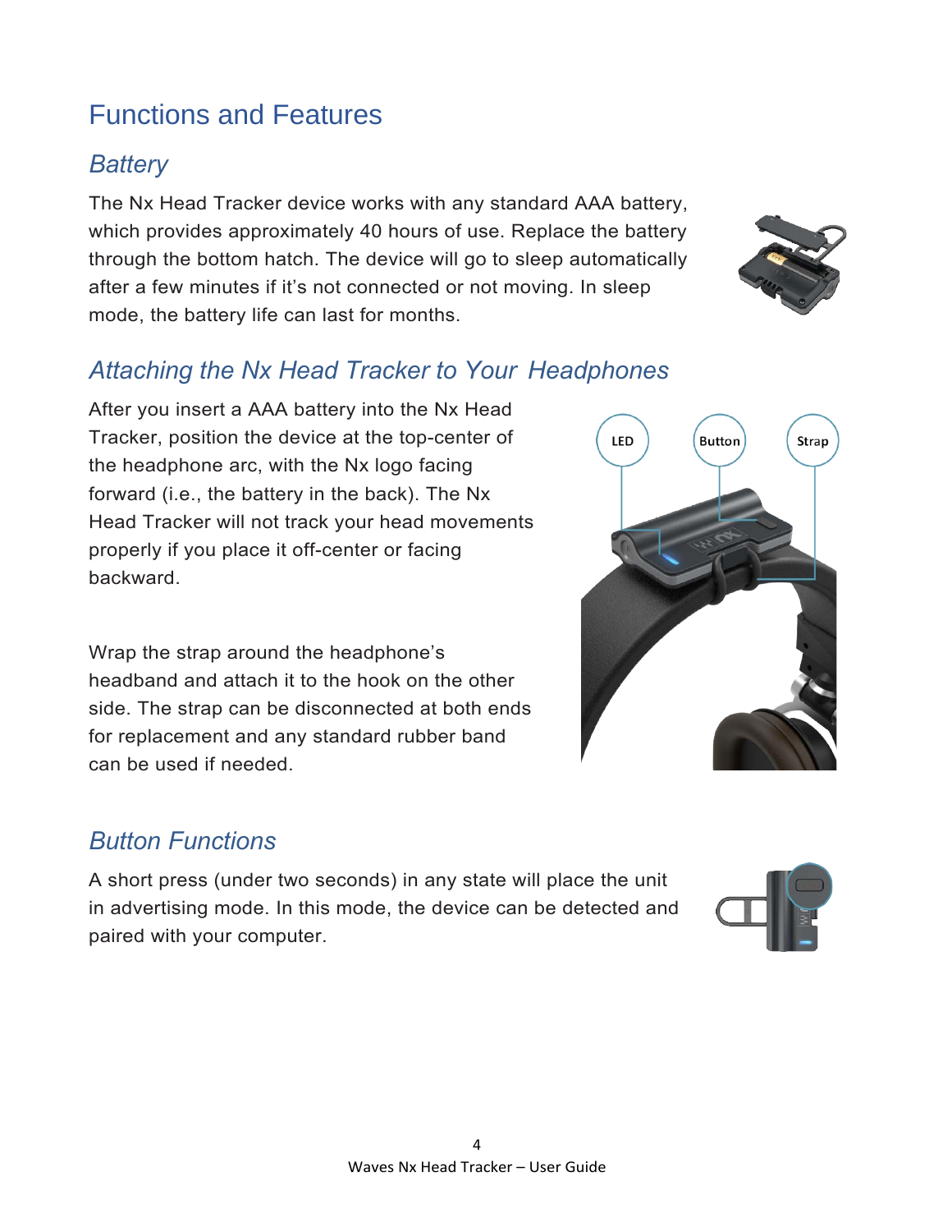# Functions and Features

## *Battery*

The Nx Head Tracker device works with any standard AAA battery, which provides approximately 40 hours of use. Replace the battery through the bottom hatch. The device will go to sleep automatically after a few minutes if it's not connected or not moving. In sleep mode, the battery life can last for months.

## *Attaching the Nx Head Tracker to Your Headphones*

After you insert a AAA battery into the Nx Head Tracker, position the device at the top-center of the headphone arc, with the Nx logo facing forward (i.e., the battery in the back). The Nx Head Tracker will not track your head movements properly if you place it off-center or facing backward.

Wrap the strap around the headphone's headband and attach it to the hook on the other side. The strap can be disconnected at both ends for replacement and any standard rubber band can be used if needed.

## *Button Functions*

A short press (under two seconds) in any state will place the unit in advertising mode. In this mode, the device can be detected and paired with your computer.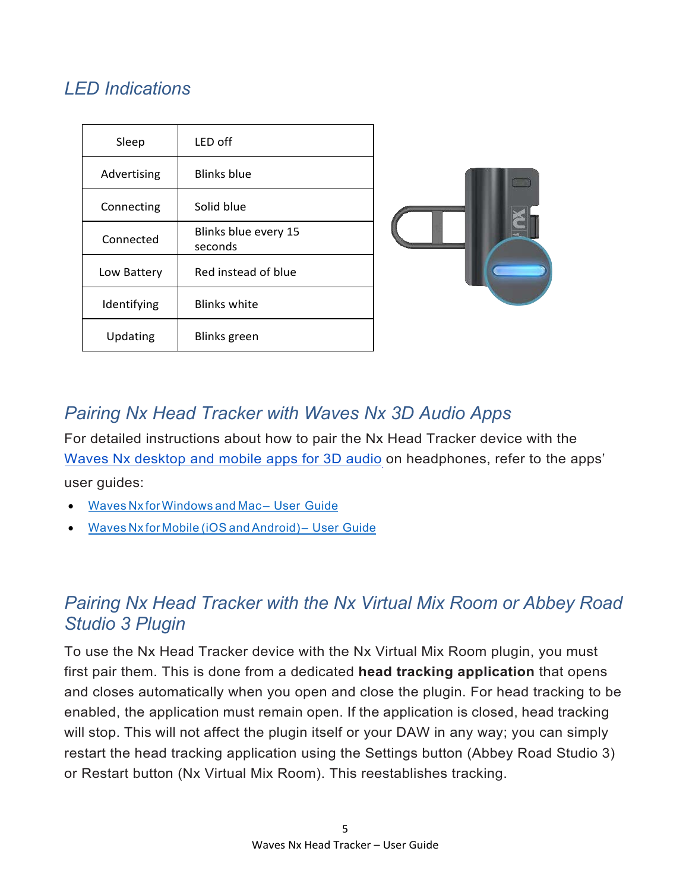## LED Indications

| Sleep | LED off |
|---|---|
| Advertising | Blinks blue |
| Connecting | Solid blue |
| Connected | Blinks blue every 15 seconds |
| Low Battery | Red instead of blue |
| Identifying | Blinks white |
| Updating | Blinks green |

## Pairing Nx Head Tracker with Waves Nx 3D Audio Apps

For detailed instructions about how to pair the Nx Head Tracker device with the Waves Nx desktop and mobile apps for 3D audio on headphones, refer to the apps' user guides:

- Waves Nx for Windows and Mac – User Guide
- Waves Nx for Mobile (iOS and Android) – User Guide

## Pairing Nx Head Tracker with the Nx Virtual Mix Room or Abbey Road Studio 3 Plugin

To use the Nx Head Tracker device with the Nx Virtual Mix Room plugin, you must first pair them. This is done from a dedicated **head tracking application** that opens and closes automatically when you open and close the plugin. For head tracking to be enabled, the application must remain open. If the application is closed, head tracking will stop. This will not affect the plugin itself or your DAW in any way; you can simply restart the head tracking application using the Settings button (Abbey Road Studio 3) or Restart button (Nx Virtual Mix Room). This reestablishes tracking.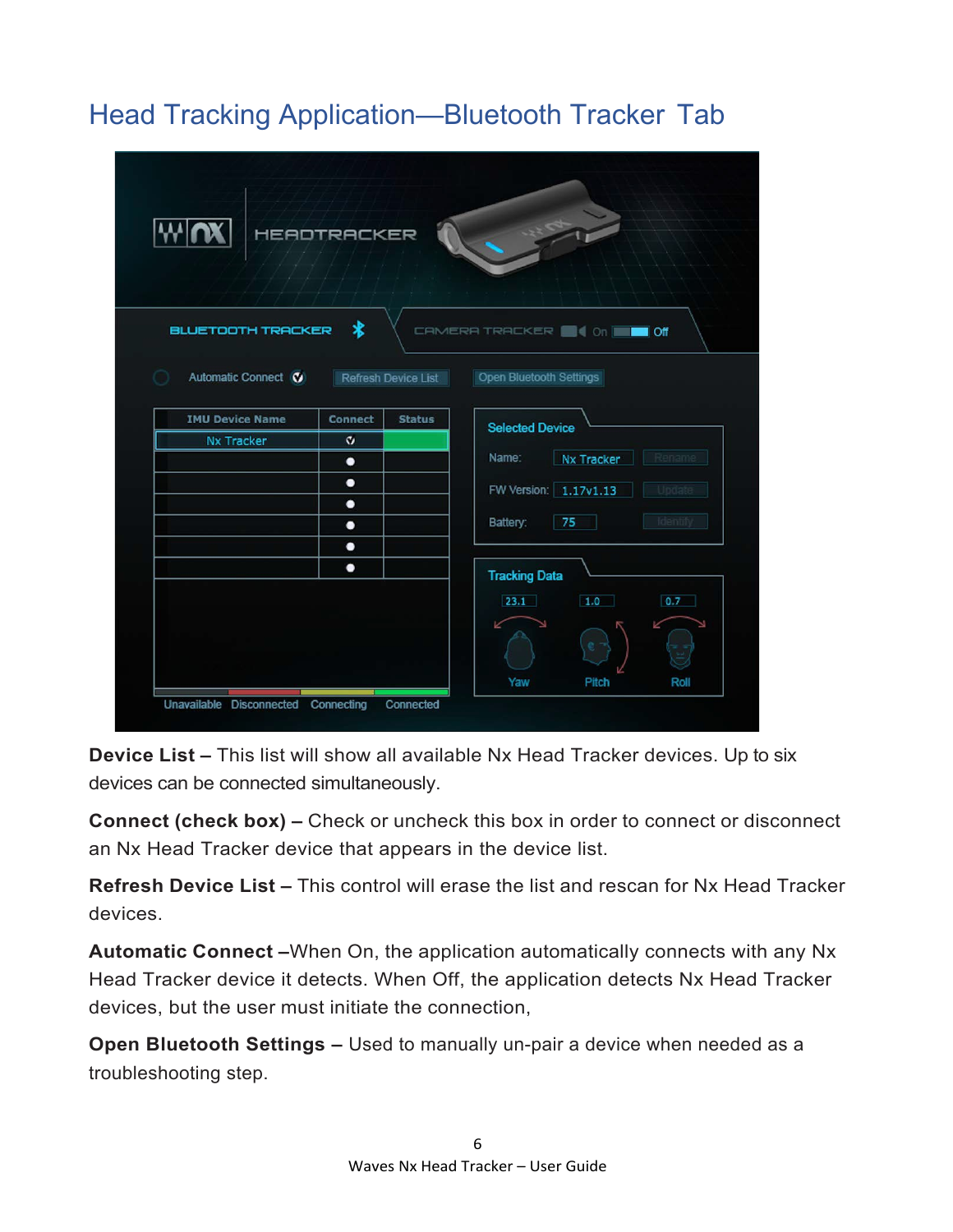# Head Tracking Application—Bluetooth Tracker Tab

**Device List –** This list will show all available Nx Head Tracker devices. Up to six devices can be connected simultaneously.

**Connect (check box) –** Check or uncheck this box in order to connect or disconnect an Nx Head Tracker device that appears in the device list.

**Refresh Device List –** This control will erase the list and rescan for Nx Head Tracker devices.

**Automatic Connect –**When On, the application automatically connects with any Nx Head Tracker device it detects. When Off, the application detects Nx Head Tracker devices, but the user must initiate the connection,

**Open Bluetooth Settings –** Used to manually un-pair a device when needed as a troubleshooting step.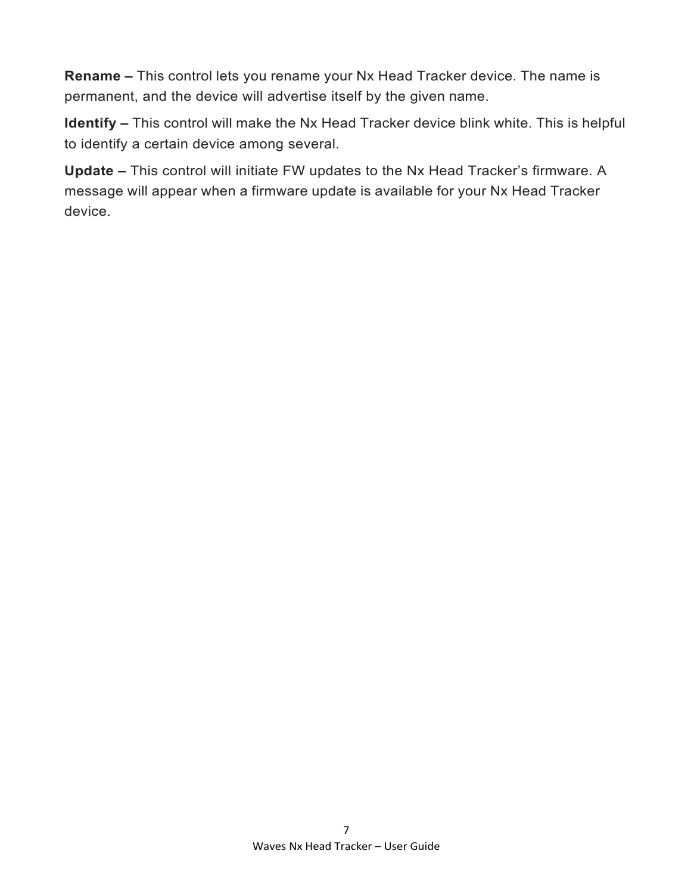**Rename –** This control lets you rename your Nx Head Tracker device. The name is permanent, and the device will advertise itself by the given name.

**Identify –** This control will make the Nx Head Tracker device blink white. This is helpful to identify a certain device among several.

**Update –** This control will initiate FW updates to the Nx Head Tracker's firmware. A message will appear when a firmware update is available for your Nx Head Tracker device.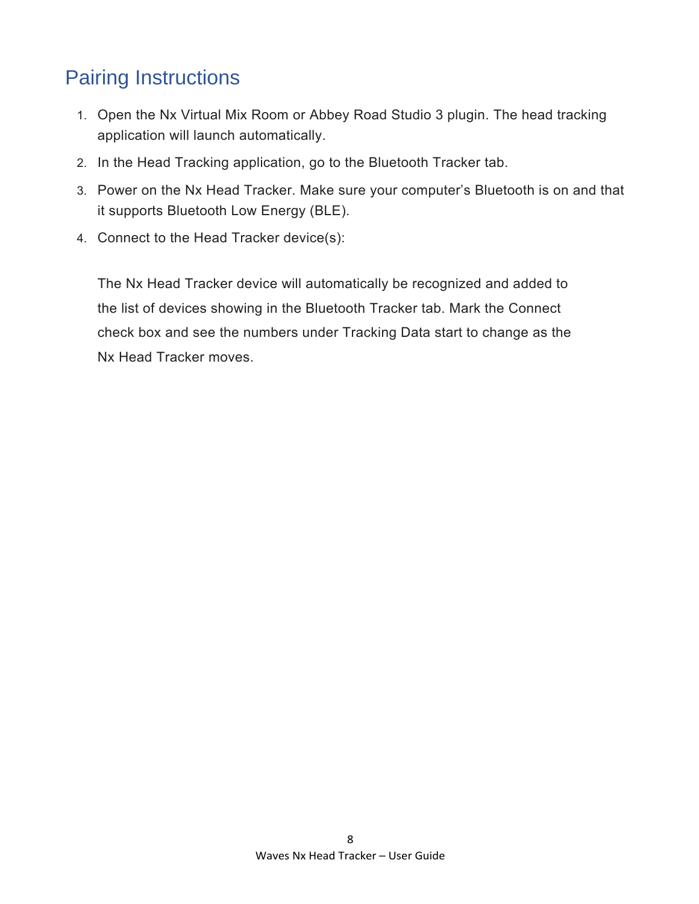## Pairing Instructions

1. Open the Nx Virtual Mix Room or Abbey Road Studio 3 plugin. The head tracking application will launch automatically.
2. In the Head Tracking application, go to the Bluetooth Tracker tab.
3. Power on the Nx Head Tracker. Make sure your computer's Bluetooth is on and that it supports Bluetooth Low Energy (BLE).
4. Connect to the Head Tracker device(s):

   The Nx Head Tracker device will automatically be recognized and added to the list of devices showing in the Bluetooth Tracker tab. Mark the Connect check box and see the numbers under Tracking Data start to change as the Nx Head Tracker moves.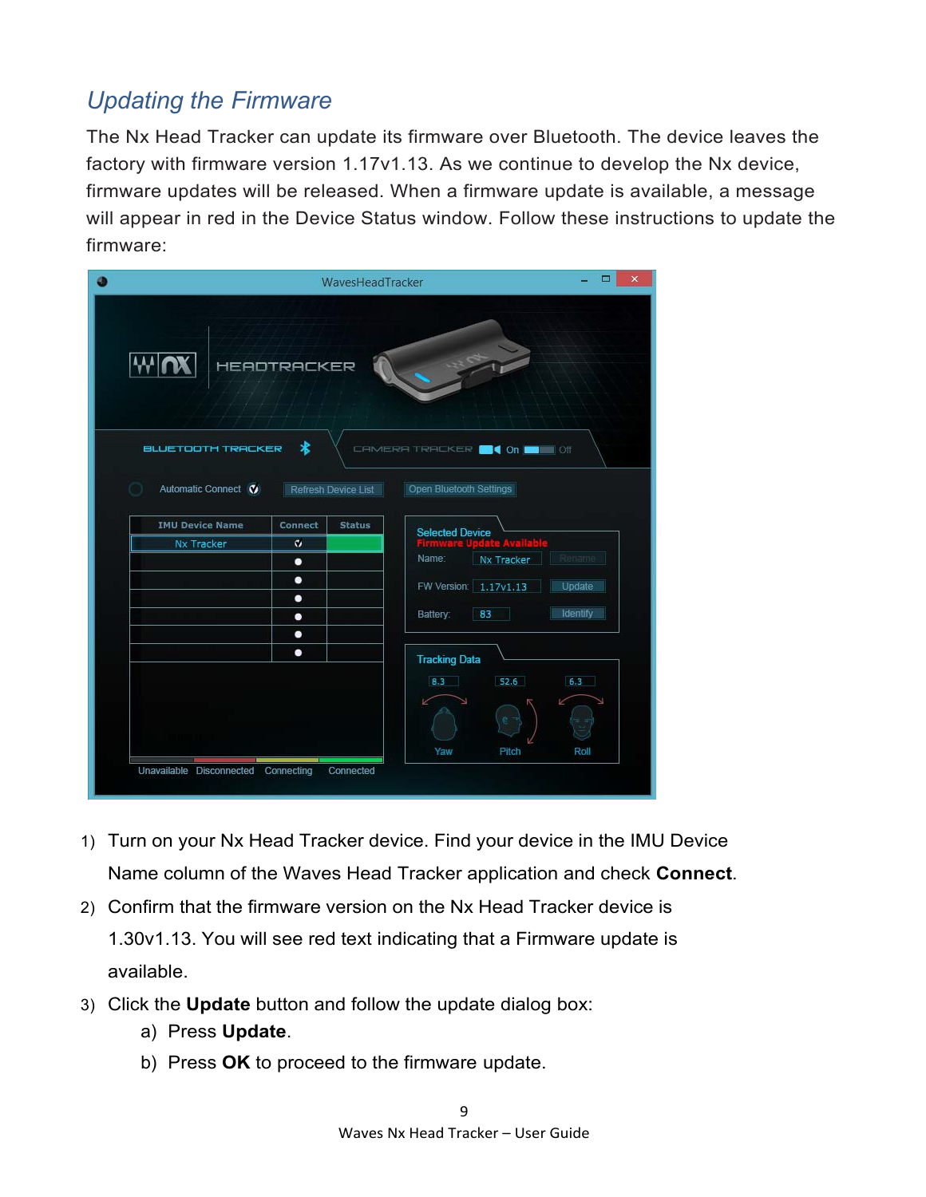## Updating the Firmware

The Nx Head Tracker can update its firmware over Bluetooth. The device leaves the factory with firmware version 1.17v1.13. As we continue to develop the Nx device, firmware updates will be released. When a firmware update is available, a message will appear in red in the Device Status window. Follow these instructions to update the firmware:

1) Turn on your Nx Head Tracker device. Find your device in the IMU Device Name column of the Waves Head Tracker application and check **Connect**.
2) Confirm that the firmware version on the Nx Head Tracker device is 1.30v1.13. You will see red text indicating that a Firmware update is available.
3) Click the **Update** button and follow the update dialog box:
   a) Press **Update**.
   b) Press **OK** to proceed to the firmware update.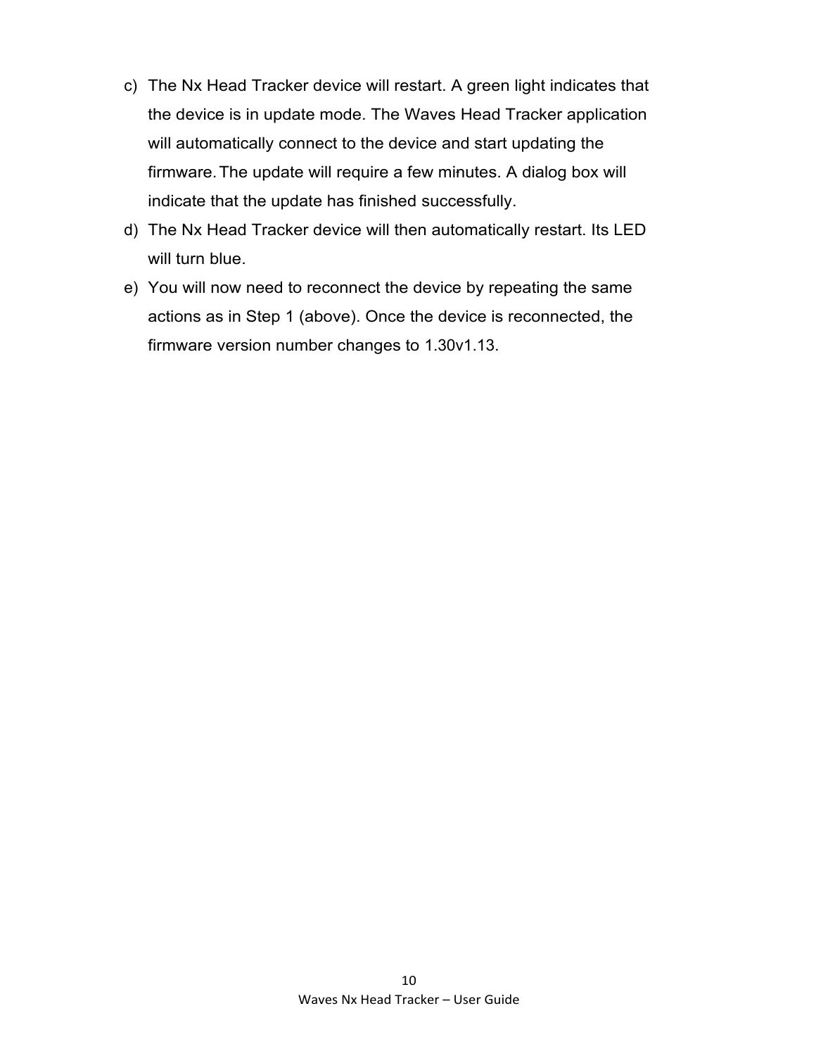c) The Nx Head Tracker device will restart. A green light indicates that the device is in update mode. The Waves Head Tracker application will automatically connect to the device and start updating the firmware. The update will require a few minutes. A dialog box will indicate that the update has finished successfully.
d) The Nx Head Tracker device will then automatically restart. Its LED will turn blue.
e) You will now need to reconnect the device by repeating the same actions as in Step 1 (above). Once the device is reconnected, the firmware version number changes to 1.30v1.13.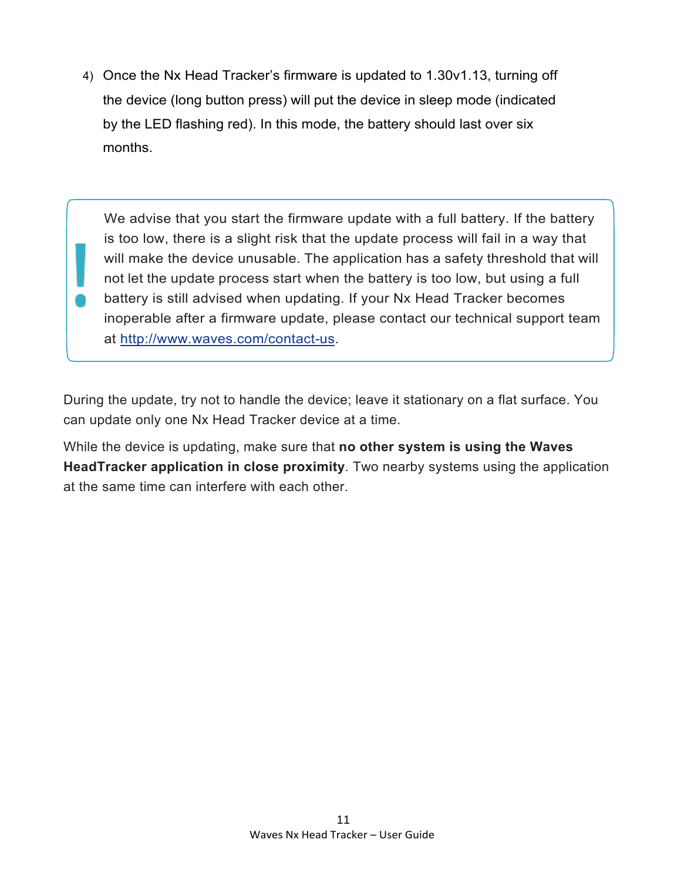4) Once the Nx Head Tracker's firmware is updated to 1.30v1.13, turning off the device (long button press) will put the device in sleep mode (indicated by the LED flashing red). In this mode, the battery should last over six months.

> **!** We advise that you start the firmware update with a full battery. If the battery is too low, there is a slight risk that the update process will fail in a way that will make the device unusable. The application has a safety threshold that will not let the update process start when the battery is too low, but using a full battery is still advised when updating. If your Nx Head Tracker becomes inoperable after a firmware update, please contact our technical support team at [http://www.waves.com/contact-us](http://www.waves.com/contact-us).

During the update, try not to handle the device; leave it stationary on a flat surface. You can update only one Nx Head Tracker device at a time.

While the device is updating, make sure that **no other system is using the Waves HeadTracker application in close proximity**. Two nearby systems using the application at the same time can interfere with each other.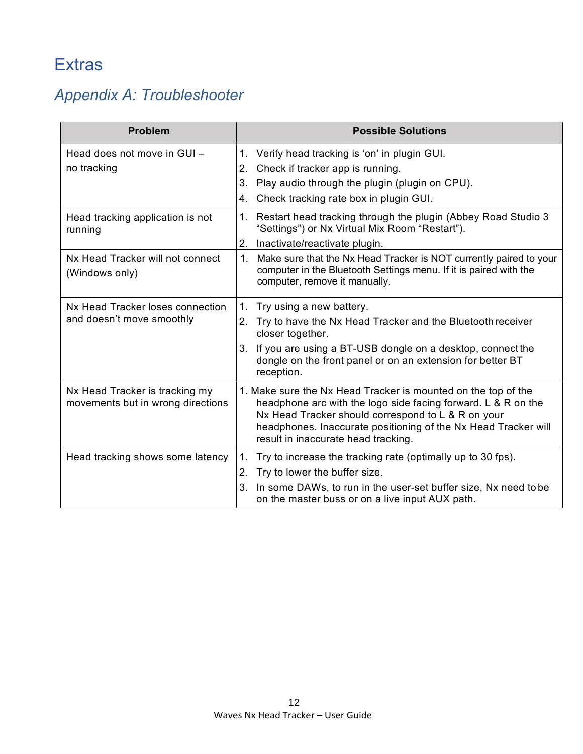# Extras

## *Appendix A: Troubleshooter*

| Problem | Possible Solutions |
|---|---|
| Head does not move in GUI – no tracking | 1. Verify head tracking is 'on' in plugin GUI.<br>2. Check if tracker app is running.<br>3. Play audio through the plugin (plugin on CPU).<br>4. Check tracking rate box in plugin GUI. |
| Head tracking application is not running | 1. Restart head tracking through the plugin (Abbey Road Studio 3 "Settings") or Nx Virtual Mix Room "Restart").<br>2. Inactivate/reactivate plugin. |
| Nx Head Tracker will not connect (Windows only) | 1. Make sure that the Nx Head Tracker is NOT currently paired to your computer in the Bluetooth Settings menu. If it is paired with the computer, remove it manually. |
| Nx Head Tracker loses connection and doesn't move smoothly | 1. Try using a new battery.<br>2. Try to have the Nx Head Tracker and the Bluetooth receiver closer together.<br>3. If you are using a BT-USB dongle on a desktop, connect the dongle on the front panel or on an extension for better BT reception. |
| Nx Head Tracker is tracking my movements but in wrong directions | 1. Make sure the Nx Head Tracker is mounted on the top of the headphone arc with the logo side facing forward. L & R on the Nx Head Tracker should correspond to L & R on your headphones. Inaccurate positioning of the Nx Head Tracker will result in inaccurate head tracking. |
| Head tracking shows some latency | 1. Try to increase the tracking rate (optimally up to 30 fps).<br>2. Try to lower the buffer size.<br>3. In some DAWs, to run in the user-set buffer size, Nx need to be on the master buss or on a live input AUX path. |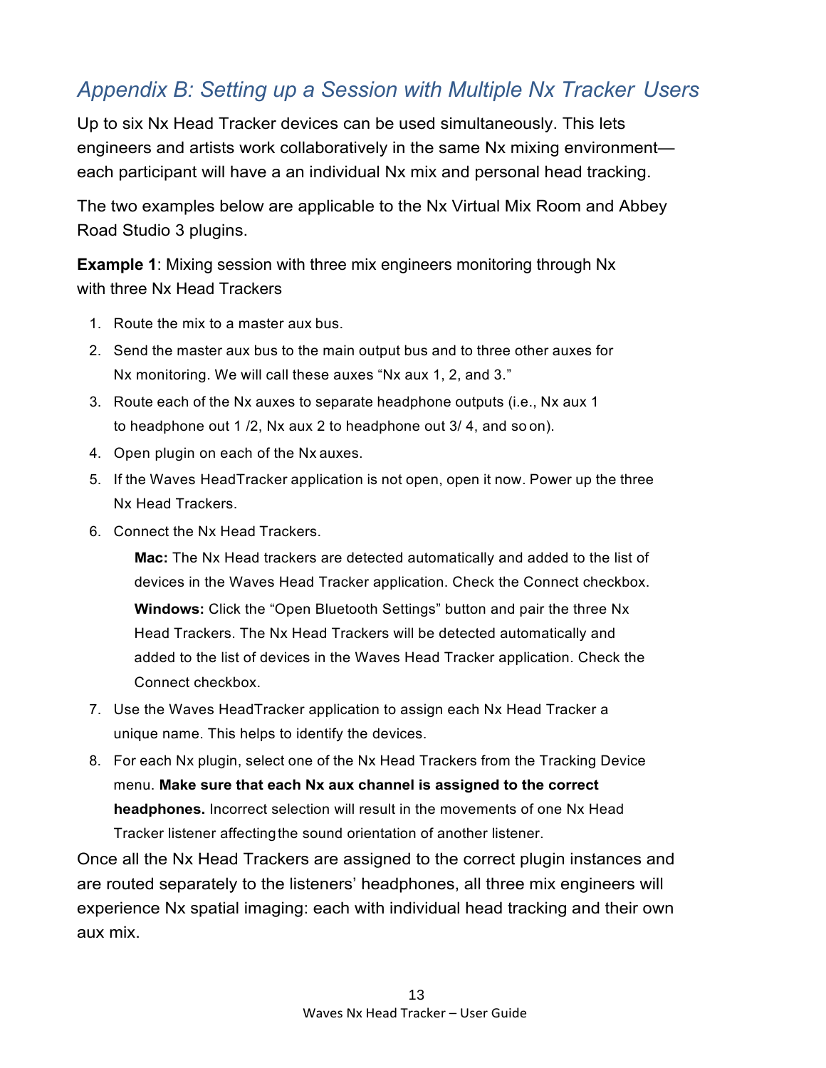## *Appendix B: Setting up a Session with Multiple Nx Tracker Users*

Up to six Nx Head Tracker devices can be used simultaneously. This lets engineers and artists work collaboratively in the same Nx mixing environment—each participant will have a an individual Nx mix and personal head tracking.

The two examples below are applicable to the Nx Virtual Mix Room and Abbey Road Studio 3 plugins.

**Example 1**: Mixing session with three mix engineers monitoring through Nx with three Nx Head Trackers

1. Route the mix to a master aux bus.
2. Send the master aux bus to the main output bus and to three other auxes for Nx monitoring. We will call these auxes "Nx aux 1, 2, and 3."
3. Route each of the Nx auxes to separate headphone outputs (i.e., Nx aux 1 to headphone out 1 /2, Nx aux 2 to headphone out 3/ 4, and so on).
4. Open plugin on each of the Nx auxes.
5. If the Waves HeadTracker application is not open, open it now. Power up the three Nx Head Trackers.
6. Connect the Nx Head Trackers.

   **Mac:** The Nx Head trackers are detected automatically and added to the list of devices in the Waves Head Tracker application. Check the Connect checkbox.

   **Windows:** Click the "Open Bluetooth Settings" button and pair the three Nx Head Trackers. The Nx Head Trackers will be detected automatically and added to the list of devices in the Waves Head Tracker application. Check the Connect checkbox.
7. Use the Waves HeadTracker application to assign each Nx Head Tracker a unique name. This helps to identify the devices.
8. For each Nx plugin, select one of the Nx Head Trackers from the Tracking Device menu. **Make sure that each Nx aux channel is assigned to the correct headphones.** Incorrect selection will result in the movements of one Nx Head Tracker listener affecting the sound orientation of another listener.

Once all the Nx Head Trackers are assigned to the correct plugin instances and are routed separately to the listeners' headphones, all three mix engineers will experience Nx spatial imaging: each with individual head tracking and their own aux mix.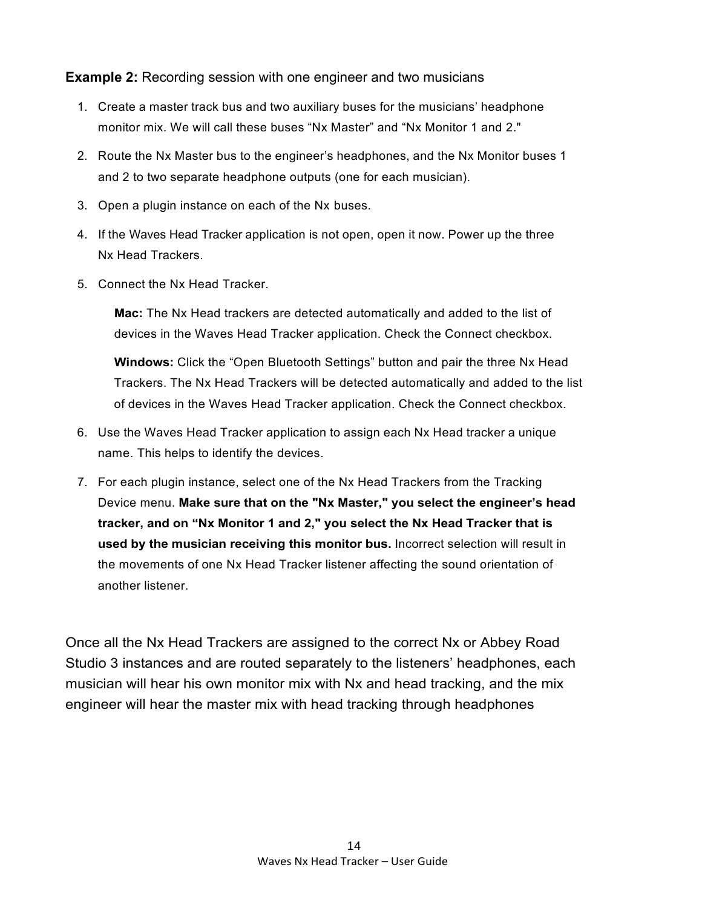**Example 2:** Recording session with one engineer and two musicians

1. Create a master track bus and two auxiliary buses for the musicians' headphone monitor mix. We will call these buses "Nx Master" and "Nx Monitor 1 and 2."
2. Route the Nx Master bus to the engineer's headphones, and the Nx Monitor buses 1 and 2 to two separate headphone outputs (one for each musician).
3. Open a plugin instance on each of the Nx buses.
4. If the Waves Head Tracker application is not open, open it now. Power up the three Nx Head Trackers.
5. Connect the Nx Head Tracker.

   **Mac:** The Nx Head trackers are detected automatically and added to the list of devices in the Waves Head Tracker application. Check the Connect checkbox.

   **Windows:** Click the "Open Bluetooth Settings" button and pair the three Nx Head Trackers. The Nx Head Trackers will be detected automatically and added to the list of devices in the Waves Head Tracker application. Check the Connect checkbox.

6. Use the Waves Head Tracker application to assign each Nx Head tracker a unique name. This helps to identify the devices.
7. For each plugin instance, select one of the Nx Head Trackers from the Tracking Device menu. **Make sure that on the "Nx Master," you select the engineer's head tracker, and on "Nx Monitor 1 and 2," you select the Nx Head Tracker that is used by the musician receiving this monitor bus.** Incorrect selection will result in the movements of one Nx Head Tracker listener affecting the sound orientation of another listener.

Once all the Nx Head Trackers are assigned to the correct Nx or Abbey Road Studio 3 instances and are routed separately to the listeners' headphones, each musician will hear his own monitor mix with Nx and head tracking, and the mix engineer will hear the master mix with head tracking through headphones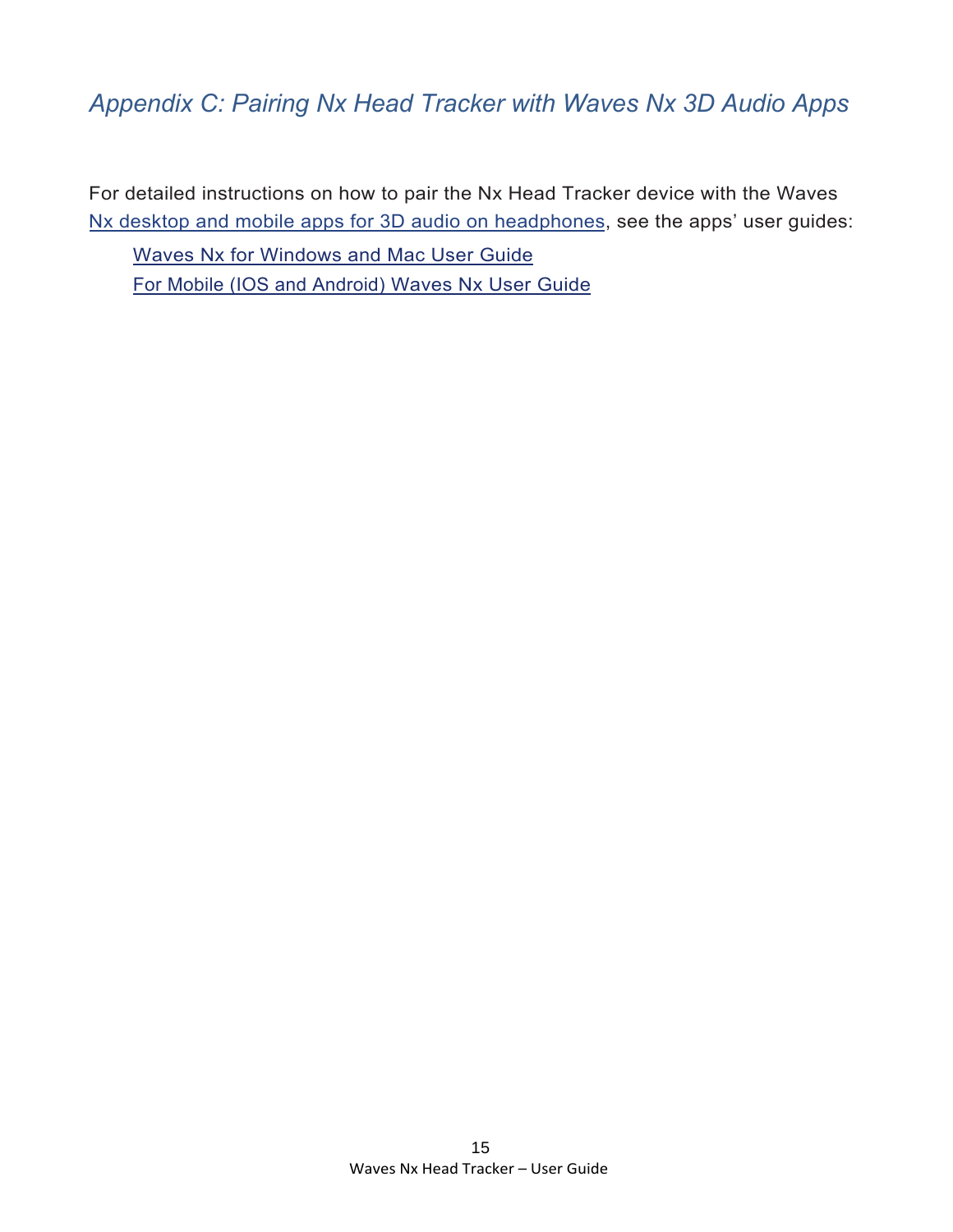## *Appendix C: Pairing Nx Head Tracker with Waves Nx 3D Audio Apps*

For detailed instructions on how to pair the Nx Head Tracker device with the Waves Nx desktop and mobile apps for 3D audio on headphones, see the apps' user guides:

- Waves Nx for Windows and Mac User Guide
- For Mobile (IOS and Android) Waves Nx User Guide